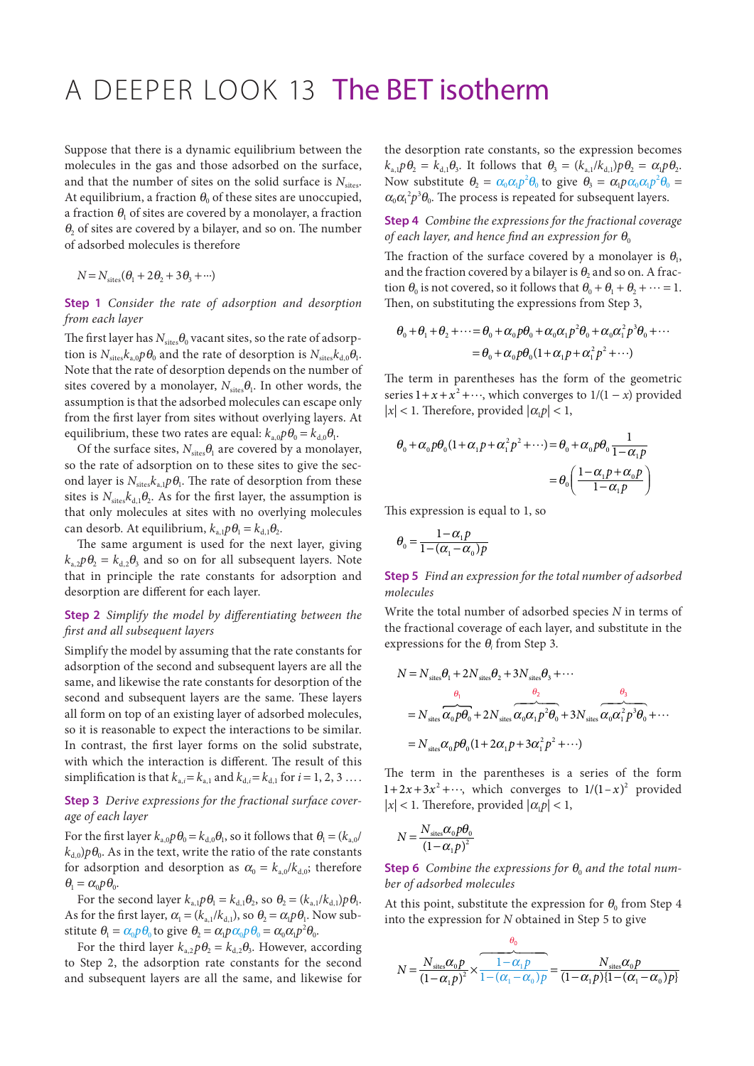# A DEEPER LOOK 13 The BET isotherm

Suppose that there is a dynamic equilibrium between the molecules in the gas and those adsorbed on the surface, and that the number of sites on the solid surface is $N_{sites}$. At equilibrium, a fraction $\theta_0$ of these sites are unoccupied, a fraction $\theta_1$ of sites are covered by a monolayer, a fraction $\theta_2$ of sites are covered by a bilayer, and so on. The number of adsorbed molecules is therefore

$$N = N_{sites}(\theta_1 + 2\theta_2 + 3\theta_3 + \cdots)$$

**Step 1** *Consider the rate of adsorption and desorption from each layer*

The first layer has $N_{sites}\theta_0$ vacant sites, so the rate of adsorption is $N_{sites}k_{a,0}p\theta_0$ and the rate of desorption is $N_{sites}k_{d,0}\theta_1$. Note that the rate of desorption depends on the number of sites covered by a monolayer, $N_{sites}\theta_1$. In other words, the assumption is that the adsorbed molecules can escape only from the first layer from sites without overlying layers. At equilibrium, these two rates are equal: $k_{a,0}p\theta_0 = k_{d,0}\theta_1$.

Of the surface sites, $N_{sites}\theta_1$ are covered by a monolayer, so the rate of adsorption on to these sites to give the second layer is $N_{sites}k_{a,1}p\theta_1$. The rate of desorption from these sites is $N_{sites}k_{d,1}\theta_2$. As for the first layer, the assumption is that only molecules at sites with no overlying molecules can desorb. At equilibrium, $k_{a,1}p\theta_1 = k_{d,1}\theta_2$.

The same argument is used for the next layer, giving $k_{a,2}p\theta_2 = k_{d,2}\theta_3$ and so on for all subsequent layers. Note that in principle the rate constants for adsorption and desorption are different for each layer.

**Step 2** *Simplify the model by differentiating between the first and all subsequent layers*

Simplify the model by assuming that the rate constants for adsorption of the second and subsequent layers are all the same, and likewise the rate constants for desorption of the second and subsequent layers are the same. These layers all form on top of an existing layer of adsorbed molecules, so it is reasonable to expect the interactions to be similar. In contrast, the first layer forms on the solid substrate, with which the interaction is different. The result of this simplification is that $k_{a,i} = k_{a,1}$ and $k_{d,i} = k_{d,1}$ for $i = 1, 2, 3 \ldots$.

**Step 3** *Derive expressions for the fractional surface coverage of each layer*

For the first layer $k_{a,0}p\theta_0 = k_{d,0}\theta_1$, so it follows that $\theta_1 = (k_{a,0}/k_{d,0})p\theta_0$. As in the text, write the ratio of the rate constants for adsorption and desorption as $\alpha_0 = k_{a,0}/k_{d,0}$; therefore $\theta_1 = \alpha_0 p\theta_0$.

For the second layer $k_{a,1}p\theta_1 = k_{d,1}\theta_2$, so $\theta_2 = (k_{a,1}/k_{d,1})p\theta_1$. As for the first layer, $\alpha_1 = (k_{a,1}/k_{d,1})$, so $\theta_2 = \alpha_1 p\theta_1$. Now substitute $\theta_1 = \alpha_0 p\theta_0$ to give $\theta_2 = \alpha_1 p\alpha_0 p\theta_0 = \alpha_0\alpha_1 p^2\theta_0$.

For the third layer $k_{a,2}p\theta_2 = k_{d,2}\theta_3$. However, according to Step 2, the adsorption rate constants for the second and subsequent layers are all the same, and likewise for the desorption rate constants, so the expression becomes $k_{a,1}p\theta_2 = k_{d,1}\theta_3$. It follows that $\theta_3 = (k_{a,1}/k_{d,1})p\theta_2 = \alpha_1 p\theta_2$. Now substitute $\theta_2 = \alpha_0\alpha_1 p^2\theta_0$ to give $\theta_3 = \alpha_1 p\alpha_0\alpha_1 p^2\theta_0 = \alpha_0\alpha_1^2 p^3\theta_0$. The process is repeated for subsequent layers.

**Step 4** *Combine the expressions for the fractional coverage of each layer, and hence find an expression for* $\theta_0$

The fraction of the surface covered by a monolayer is $\theta_1$, and the fraction covered by a bilayer is $\theta_2$ and so on. A fraction $\theta_0$ is not covered, so it follows that $\theta_0 + \theta_1 + \theta_2 + \cdots = 1$. Then, on substituting the expressions from Step 3,

$$\begin{aligned}\theta_0 + \theta_1 + \theta_2 + \cdots &= \theta_0 + \alpha_0 p\theta_0 + \alpha_0\alpha_1 p^2\theta_0 + \alpha_0\alpha_1^2 p^3\theta_0 + \cdots \\ &= \theta_0 + \alpha_0 p\theta_0(1 + \alpha_1 p + \alpha_1^2 p^2 + \cdots)\end{aligned}$$

The term in parentheses has the form of the geometric series $1 + x + x^2 + \cdots$, which converges to $1/(1-x)$ provided $|x| < 1$. Therefore, provided $|\alpha_1 p| < 1$,

$$\begin{aligned}\theta_0 + \alpha_0 p\theta_0(1 + \alpha_1 p + \alpha_1^2 p^2 + \cdots) &= \theta_0 + \alpha_0 p\theta_0 \frac{1}{1-\alpha_1 p} \\ &= \theta_0\left(\frac{1 - \alpha_1 p + \alpha_0 p}{1 - \alpha_1 p}\right)\end{aligned}$$

This expression is equal to 1, so

$$\theta_0 = \frac{1 - \alpha_1 p}{1 - (\alpha_1 - \alpha_0)p}$$

**Step 5** *Find an expression for the total number of adsorbed molecules*

Write the total number of adsorbed species $N$ in terms of the fractional coverage of each layer, and substitute in the expressions for the $\theta_i$ from Step 3.

$$\begin{aligned}N &= N_{sites}\theta_1 + 2N_{sites}\theta_2 + 3N_{sites}\theta_3 + \cdots \\ &= N_{sites}\overbrace{\alpha_0 p\theta_0}^{\theta_1} + 2N_{sites}\overbrace{\alpha_0\alpha_1 p^2\theta_0}^{\theta_2} + 3N_{sites}\overbrace{\alpha_0\alpha_1^2 p^3\theta_0}^{\theta_3} + \cdots \\ &= N_{sites}\alpha_0 p\theta_0(1 + 2\alpha_1 p + 3\alpha_1^2 p^2 + \cdots)\end{aligned}$$

The term in the parentheses is a series of the form $1 + 2x + 3x^2 + \cdots$, which converges to $1/(1-x)^2$ provided $|x| < 1$. Therefore, provided $|\alpha_1 p| < 1$,

$$N = \frac{N_{sites}\alpha_0 p\theta_0}{(1-\alpha_1 p)^2}$$

**Step 6** *Combine the expressions for* $\theta_0$ *and the total number of adsorbed molecules*

At this point, substitute the expression for $\theta_0$ from Step 4 into the expression for $N$ obtained in Step 5 to give

$$N = \frac{N_{sites}\alpha_0 p}{(1-\alpha_1 p)^2} \times \overbrace{\frac{1-\alpha_1 p}{1-(\alpha_1-\alpha_0)p}}^{\theta_0} = \frac{N_{sites}\alpha_0 p}{(1-\alpha_1 p)\{1-(\alpha_1-\alpha_0)p\}}$$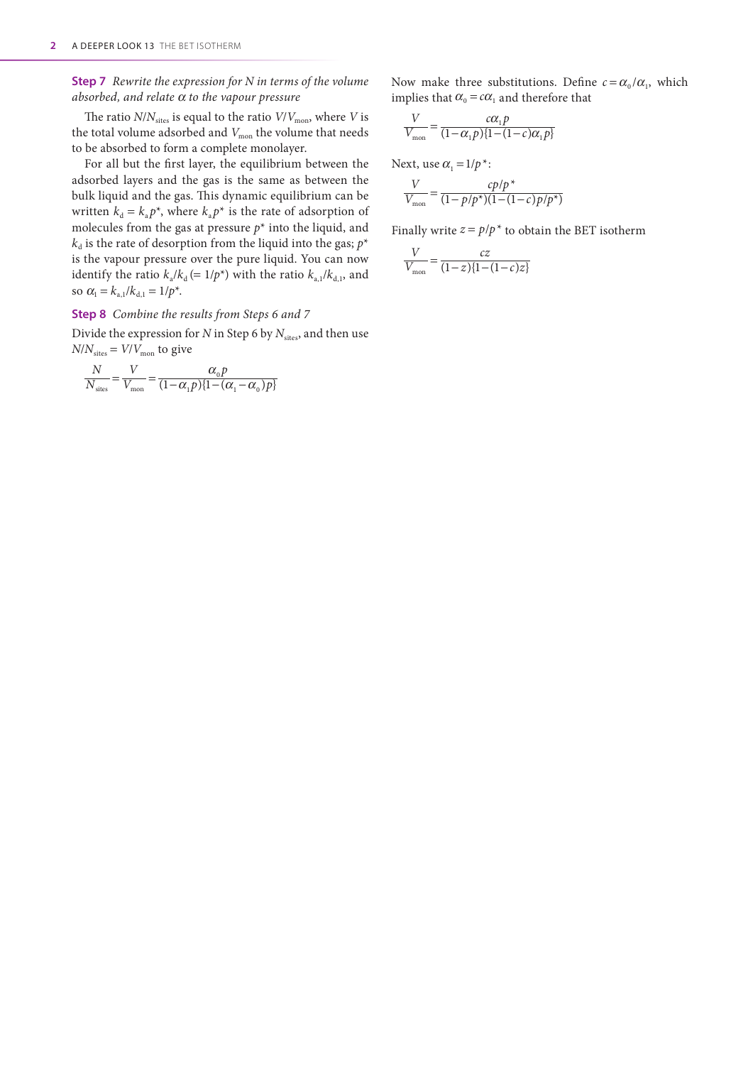**Step 7** *Rewrite the expression for N in terms of the volume absorbed, and relate α to the vapour pressure*

The ratio $N/N_{\text{sites}}$ is equal to the ratio $V/V_{\text{mon}}$, where $V$ is the total volume adsorbed and $V_{\text{mon}}$ the volume that needs to be absorbed to form a complete monolayer.

For all but the first layer, the equilibrium between the adsorbed layers and the gas is the same as between the bulk liquid and the gas. This dynamic equilibrium can be written $k_d = k_a p^*$, where $k_a p^*$ is the rate of adsorption of molecules from the gas at pressure $p^*$ into the liquid, and $k_d$ is the rate of desorption from the liquid into the gas; $p^*$ is the vapour pressure over the pure liquid. You can now identify the ratio $k_a/k_d$ (= $1/p^*$) with the ratio $k_{a,1}/k_{d,1}$, and so $\alpha_1 = k_{a,1}/k_{d,1} = 1/p^*$.

**Step 8** *Combine the results from Steps 6 and 7*

Divide the expression for $N$ in Step 6 by $N_{\text{sites}}$, and then use $N/N_{\text{sites}} = V/V_{\text{mon}}$ to give

$$\frac{N}{N_{\text{sites}}} = \frac{V}{V_{\text{mon}}} = \frac{\alpha_0 p}{(1-\alpha_1 p)\{1-(\alpha_1-\alpha_0)p\}}$$

Now make three substitutions. Define $c = \alpha_0/\alpha_1$, which implies that $\alpha_0 = c\alpha_1$ and therefore that

$$\frac{V}{V_{\text{mon}}} = \frac{c\alpha_1 p}{(1-\alpha_1 p)\{1-(1-c)\alpha_1 p\}}$$

Next, use $\alpha_1 = 1/p^*$:

$$\frac{V}{V_{\text{mon}}} = \frac{cp/p^*}{(1-p/p^*)(1-(1-c)p/p^*)}$$

Finally write $z = p/p^*$ to obtain the BET isotherm

$$\frac{V}{V_{\text{mon}}} = \frac{cz}{(1-z)\{1-(1-c)z\}}$$